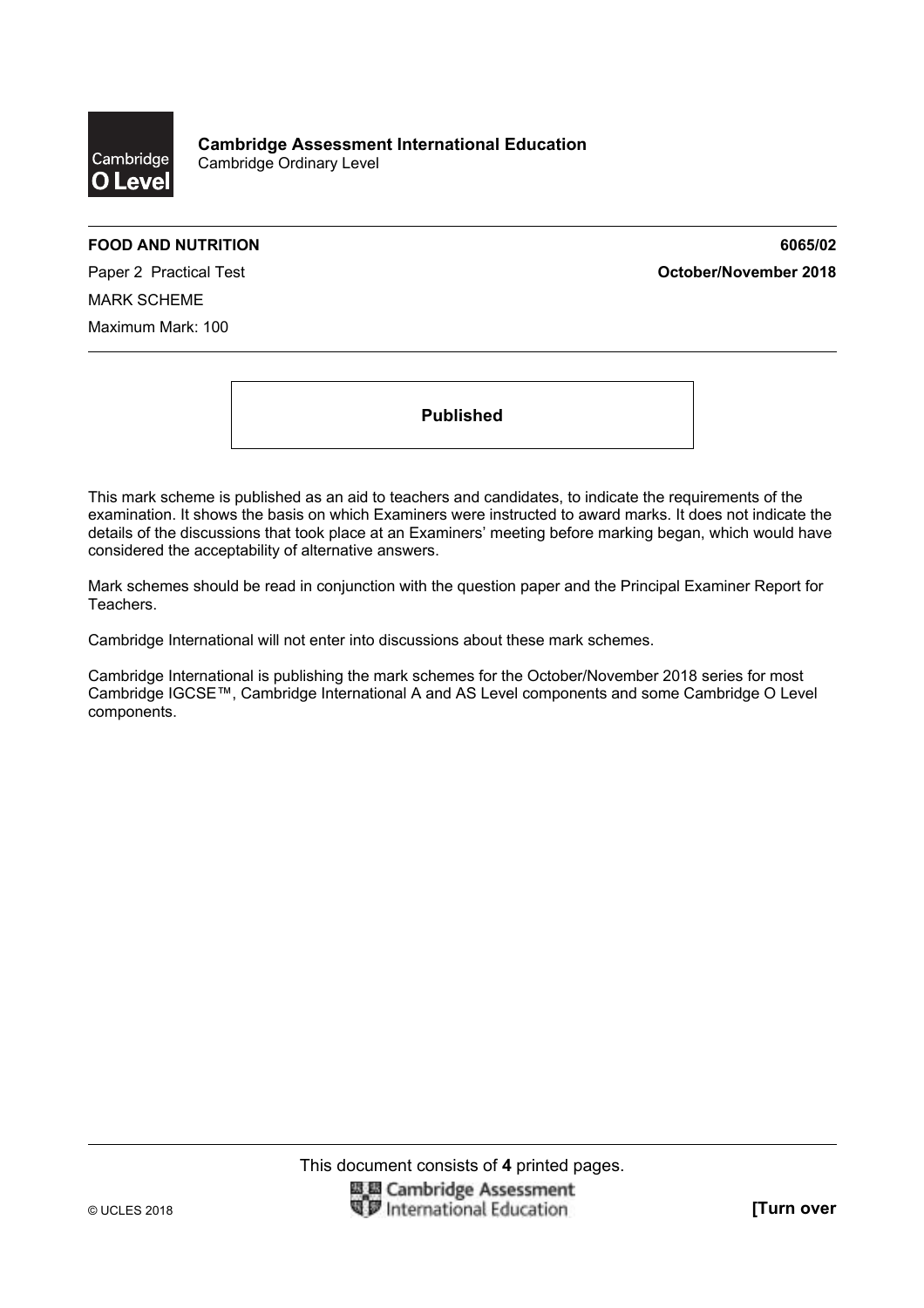**Cambridge Assessment International Education**
Cambridge Ordinary Level

**FOOD AND NUTRITION** **6065/02**

Paper 2 Practical Test **October/November 2018**

MARK SCHEME

Maximum Mark: 100

**Published**

This mark scheme is published as an aid to teachers and candidates, to indicate the requirements of the examination. It shows the basis on which Examiners were instructed to award marks. It does not indicate the details of the discussions that took place at an Examiners' meeting before marking began, which would have considered the acceptability of alternative answers.

Mark schemes should be read in conjunction with the question paper and the Principal Examiner Report for Teachers.

Cambridge International will not enter into discussions about these mark schemes.

Cambridge International is publishing the mark schemes for the October/November 2018 series for most Cambridge IGCSE™, Cambridge International A and AS Level components and some Cambridge O Level components.

This document consists of **4** printed pages.

© UCLES 2018 **[Turn over**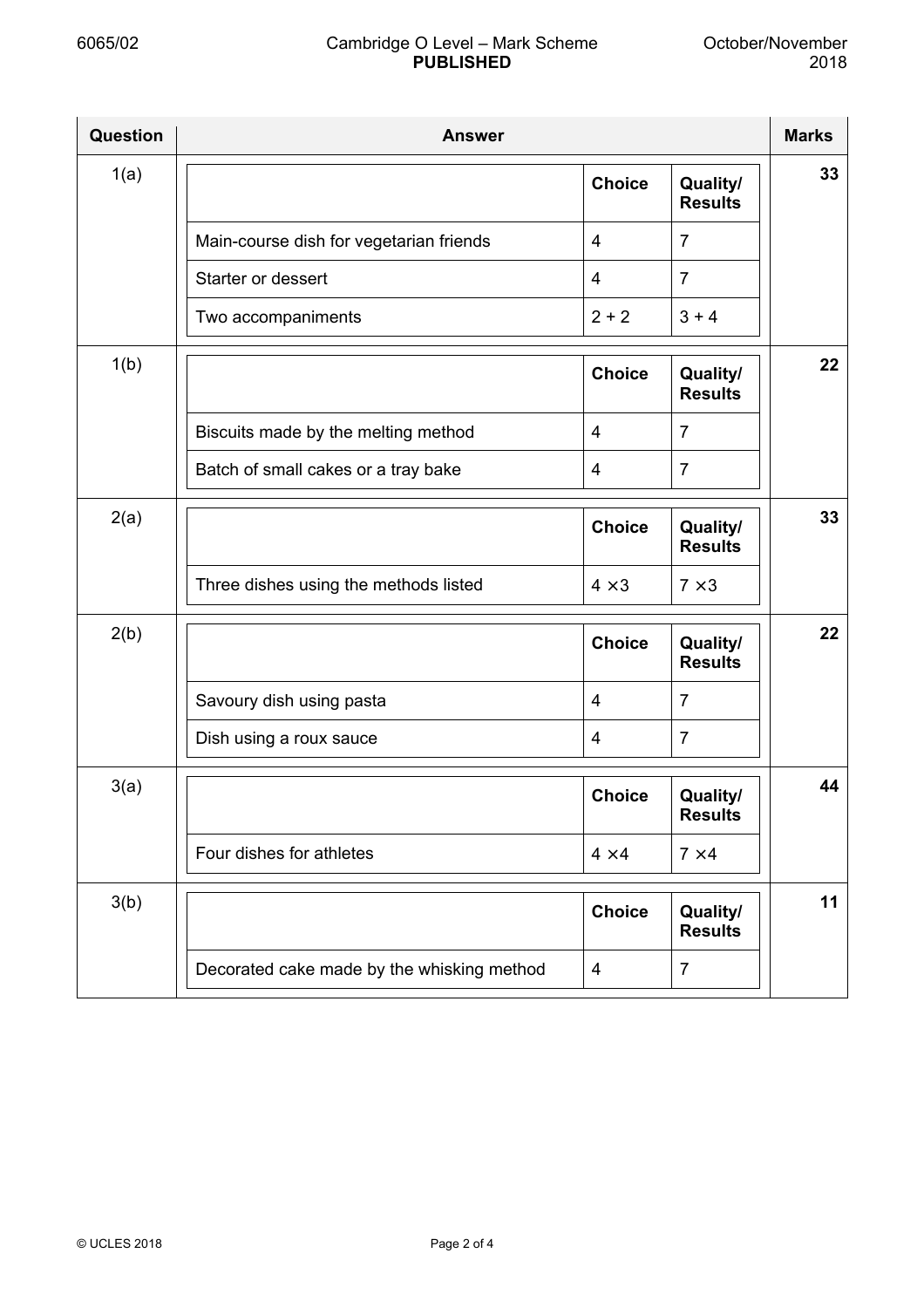| Question | Answer | | | Marks |
|---|---|---|---|---|
| 1(a) | | Choice | Quality/ Results | 33 |
| | Main-course dish for vegetarian friends | 4 | 7 | |
| | Starter or dessert | 4 | 7 | |
| | Two accompaniments | 2 + 2 | 3 + 4 | |
| 1(b) | | Choice | Quality/ Results | 22 |
| | Biscuits made by the melting method | 4 | 7 | |
| | Batch of small cakes or a tray bake | 4 | 7 | |
| 2(a) | | Choice | Quality/ Results | 33 |
| | Three dishes using the methods listed | 4 ×3 | 7 ×3 | |
| 2(b) | | Choice | Quality/ Results | 22 |
| | Savoury dish using pasta | 4 | 7 | |
| | Dish using a roux sauce | 4 | 7 | |
| 3(a) | | Choice | Quality/ Results | 44 |
| | Four dishes for athletes | 4 ×4 | 7 ×4 | |
| 3(b) | | Choice | Quality/ Results | 11 |
| | Decorated cake made by the whisking method | 4 | 7 | |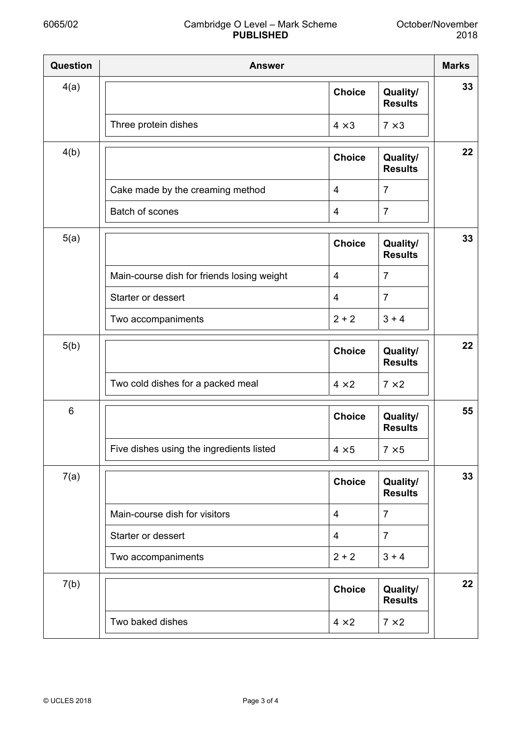| Question | Answer | | | Marks |
|---|---|---|---|---|
| 4(a) | | **Choice** | **Quality/ Results** | **33** |
| | Three protein dishes | 4 ×3 | 7 ×3 | |
| 4(b) | | **Choice** | **Quality/ Results** | **22** |
| | Cake made by the creaming method | 4 | 7 | |
| | Batch of scones | 4 | 7 | |
| 5(a) | | **Choice** | **Quality/ Results** | **33** |
| | Main-course dish for friends losing weight | 4 | 7 | |
| | Starter or dessert | 4 | 7 | |
| | Two accompaniments | 2 + 2 | 3 + 4 | |
| 5(b) | | **Choice** | **Quality/ Results** | **22** |
| | Two cold dishes for a packed meal | 4 ×2 | 7 ×2 | |
| 6 | | **Choice** | **Quality/ Results** | **55** |
| | Five dishes using the ingredients listed | 4 ×5 | 7 ×5 | |
| 7(a) | | **Choice** | **Quality/ Results** | **33** |
| | Main-course dish for visitors | 4 | 7 | |
| | Starter or dessert | 4 | 7 | |
| | Two accompaniments | 2 + 2 | 3 + 4 | |
| 7(b) | | **Choice** | **Quality/ Results** | **22** |
| | Two baked dishes | 4 ×2 | 7 ×2 | |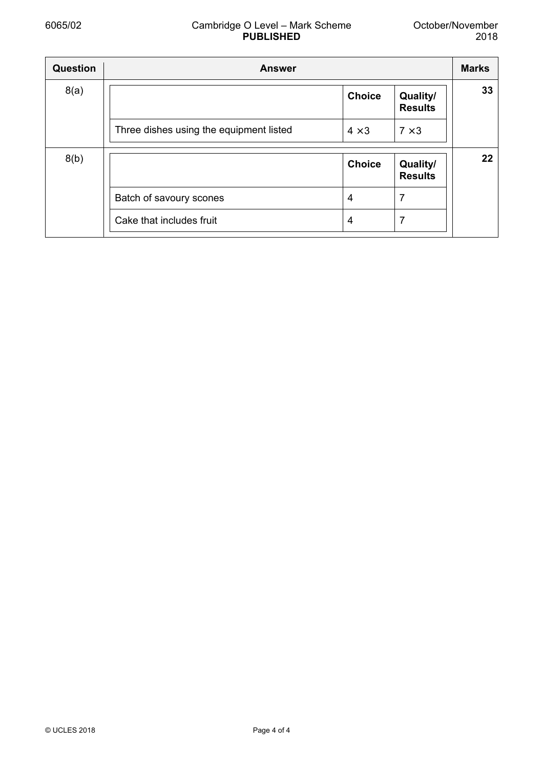| Question | Answer | | | Marks |
|---|---|---|---|---|
| 8(a) | | Choice | Quality/ Results | 33 |
| | Three dishes using the equipment listed | 4 ×3 | 7 ×3 | |
| 8(b) | | Choice | Quality/ Results | 22 |
| | Batch of savoury scones | 4 | 7 | |
| | Cake that includes fruit | 4 | 7 | |